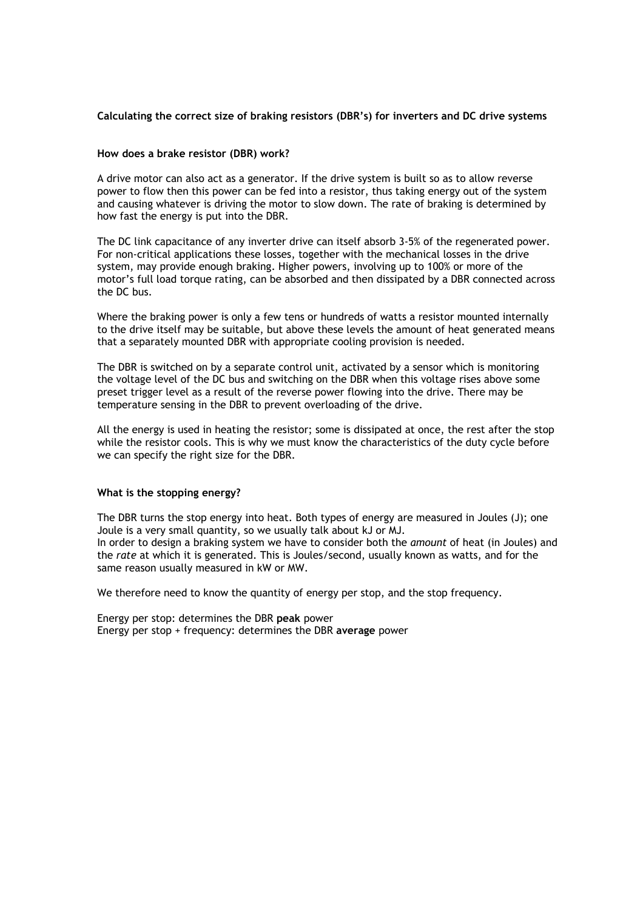**Calculating the correct size of braking resistors (DBR's) for inverters and DC drive systems**

**How does a brake resistor (DBR) work?**

A drive motor can also act as a generator. If the drive system is built so as to allow reverse power to flow then this power can be fed into a resistor, thus taking energy out of the system and causing whatever is driving the motor to slow down. The rate of braking is determined by how fast the energy is put into the DBR.

The DC link capacitance of any inverter drive can itself absorb 3-5% of the regenerated power. For non-critical applications these losses, together with the mechanical losses in the drive system, may provide enough braking. Higher powers, involving up to 100% or more of the motor's full load torque rating, can be absorbed and then dissipated by a DBR connected across the DC bus.

Where the braking power is only a few tens or hundreds of watts a resistor mounted internally to the drive itself may be suitable, but above these levels the amount of heat generated means that a separately mounted DBR with appropriate cooling provision is needed.

The DBR is switched on by a separate control unit, activated by a sensor which is monitoring the voltage level of the DC bus and switching on the DBR when this voltage rises above some preset trigger level as a result of the reverse power flowing into the drive. There may be temperature sensing in the DBR to prevent overloading of the drive.

All the energy is used in heating the resistor; some is dissipated at once, the rest after the stop while the resistor cools. This is why we must know the characteristics of the duty cycle before we can specify the right size for the DBR.

**What is the stopping energy?**

The DBR turns the stop energy into heat. Both types of energy are measured in Joules (J); one Joule is a very small quantity, so we usually talk about kJ or MJ.
In order to design a braking system we have to consider both the *amount* of heat (in Joules) and the *rate* at which it is generated. This is Joules/second, usually known as watts, and for the same reason usually measured in kW or MW.

We therefore need to know the quantity of energy per stop, and the stop frequency.

Energy per stop: determines the DBR **peak** power
Energy per stop + frequency: determines the DBR **average** power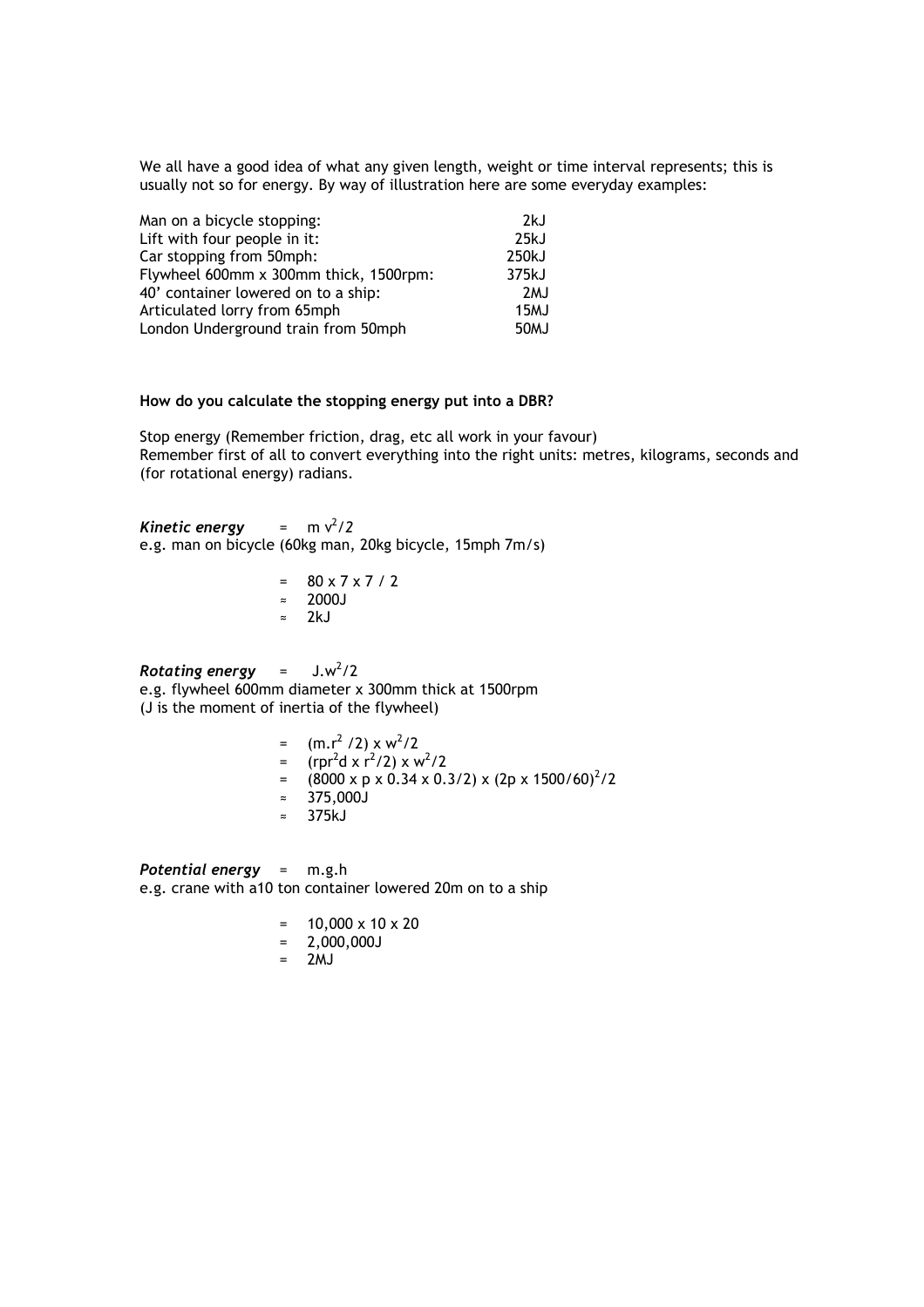We all have a good idea of what any given length, weight or time interval represents; this is usually not so for energy. By way of illustration here are some everyday examples:

| | |
|---|---|
| Man on a bicycle stopping: | 2kJ |
| Lift with four people in it: | 25kJ |
| Car stopping from 50mph: | 250kJ |
| Flywheel 600mm x 300mm thick, 1500rpm: | 375kJ |
| 40' container lowered on to a ship: | 2MJ |
| Articulated lorry from 65mph | 15MJ |
| London Underground train from 50mph | 50MJ |

**How do you calculate the stopping energy put into a DBR?**

Stop energy (Remember friction, drag, etc all work in your favour)
Remember first of all to convert everything into the right units: metres, kilograms, seconds and (for rotational energy) radians.

***Kinetic energy*** $= m\,v^2/2$
e.g. man on bicycle (60kg man, 20kg bicycle, 15mph 7m/s)

$$= 80 \times 7 \times 7 / 2$$
$$\approx 2000\text{J}$$
$$\approx 2\text{kJ}$$

***Rotating energy*** $= J.w^2/2$
e.g. flywheel 600mm diameter x 300mm thick at 1500rpm
(J is the moment of inertia of the flywheel)

$$= (m.r^2 / 2) \times w^2/2$$
$$= (rpr^2d \times r^2/2) \times w^2/2$$
$$= (8000 \times p \times 0.3^4 \times 0.3/2) \times (2p \times 1500/60)^2/2$$
$$\approx 375{,}000\text{J}$$
$$\approx 375\text{kJ}$$

***Potential energy*** $= m.g.h$
e.g. crane with a10 ton container lowered 20m on to a ship

$$= 10{,}000 \times 10 \times 20$$
$$= 2{,}000{,}000\text{J}$$
$$= 2\text{MJ}$$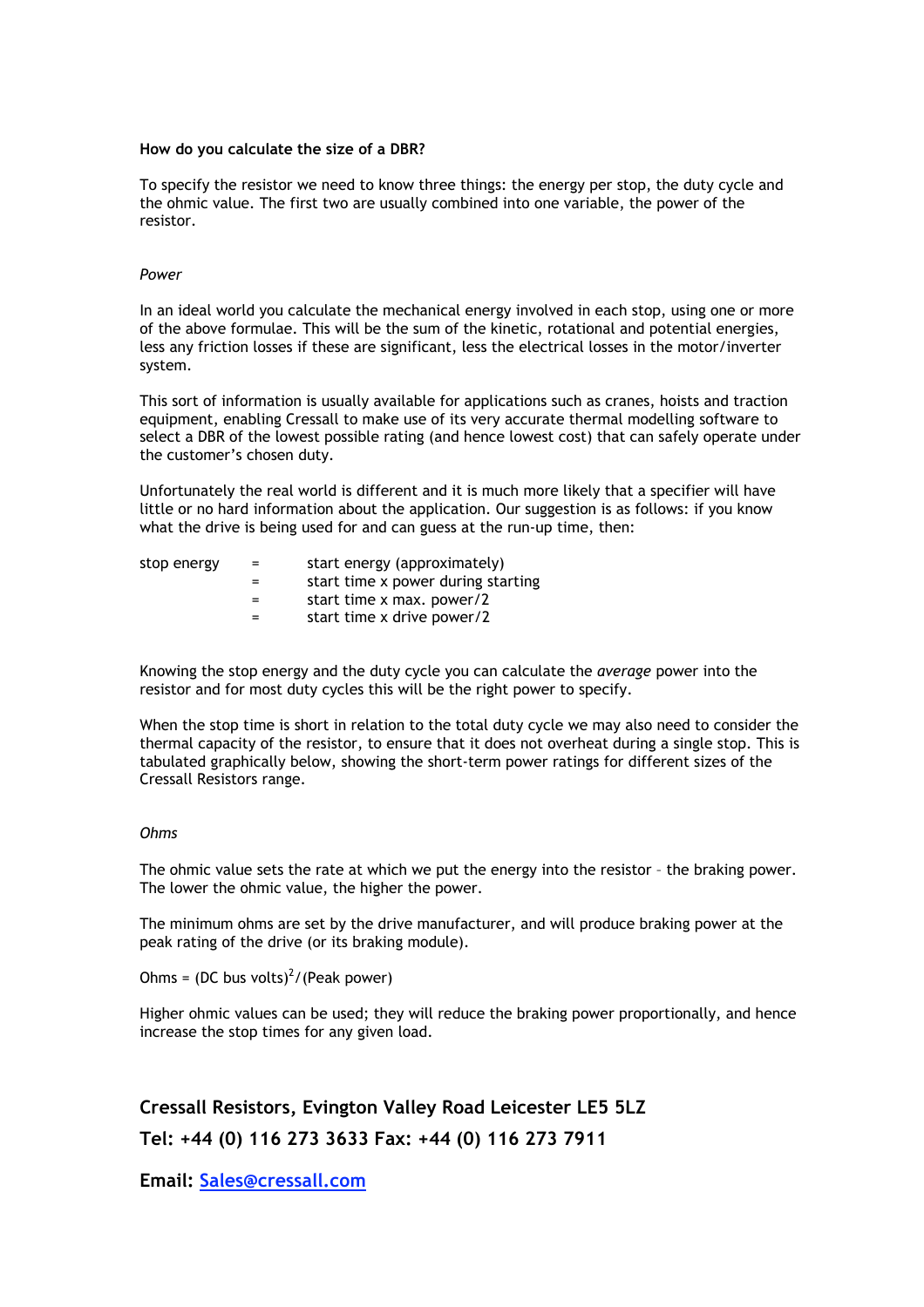**How do you calculate the size of a DBR?**

To specify the resistor we need to know three things: the energy per stop, the duty cycle and the ohmic value. The first two are usually combined into one variable, the power of the resistor.

*Power*

In an ideal world you calculate the mechanical energy involved in each stop, using one or more of the above formulae. This will be the sum of the kinetic, rotational and potential energies, less any friction losses if these are significant, less the electrical losses in the motor/inverter system.

This sort of information is usually available for applications such as cranes, hoists and traction equipment, enabling Cressall to make use of its very accurate thermal modelling software to select a DBR of the lowest possible rating (and hence lowest cost) that can safely operate under the customer's chosen duty.

Unfortunately the real world is different and it is much more likely that a specifier will have little or no hard information about the application. Our suggestion is as follows: if you know what the drive is being used for and can guess at the run-up time, then:

| | | |
|---|---|---|
| stop energy | = | start energy (approximately) |
| | = | start time x power during starting |
| | = | start time x max. power/2 |
| | = | start time x drive power/2 |

Knowing the stop energy and the duty cycle you can calculate the *average* power into the resistor and for most duty cycles this will be the right power to specify.

When the stop time is short in relation to the total duty cycle we may also need to consider the thermal capacity of the resistor, to ensure that it does not overheat during a single stop. This is tabulated graphically below, showing the short-term power ratings for different sizes of the Cressall Resistors range.

*Ohms*

The ohmic value sets the rate at which we put the energy into the resistor – the braking power. The lower the ohmic value, the higher the power.

The minimum ohms are set by the drive manufacturer, and will produce braking power at the peak rating of the drive (or its braking module).

$$\text{Ohms} = (\text{DC bus volts})^2/(\text{Peak power})$$

Higher ohmic values can be used; they will reduce the braking power proportionally, and hence increase the stop times for any given load.

**Cressall Resistors, Evington Valley Road Leicester LE5 5LZ**

**Tel: +44 (0) 116 273 3633 Fax: +44 (0) 116 273 7911**

**Email: Sales@cressall.com**